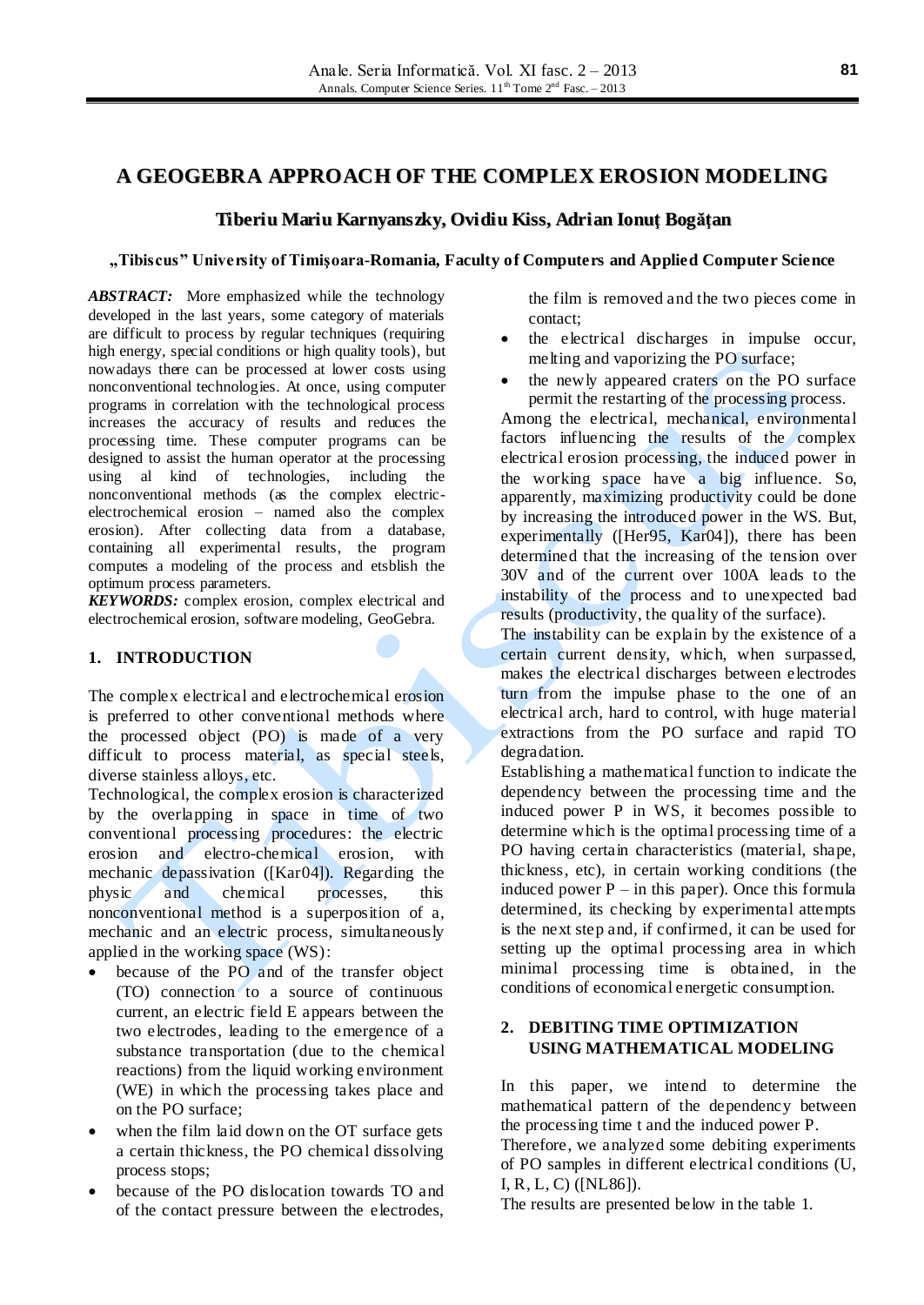# A GEOGEBRA APPROACH OF THE COMPLEX EROSION MODELING

**Tiberiu Mariu Karnyanszky, Ovidiu Kiss, Adrian Ionuţ Bogăţan**

**„Tibiscus" University of Timişoara-Romania, Faculty of Computers and Applied Computer Science**

***ABSTRACT:*** More emphasized while the technology developed in the last years, some category of materials are difficult to process by regular techniques (requiring high energy, special conditions or high quality tools), but nowadays there can be processed at lower costs using nonconventional technologies. At once, using computer programs in correlation with the technological process increases the accuracy of results and reduces the processing time. These computer programs can be designed to assist the human operator at the processing using al kind of technologies, including the nonconventional methods (as the complex electric-electrochemical erosion – named also the complex erosion). After collecting data from a database, containing all experimental results, the program computes a modeling of the process and etsblish the optimum process parameters.

***KEYWORDS:*** complex erosion, complex electrical and electrochemical erosion, software modeling, GeoGebra.

## 1. INTRODUCTION

The complex electrical and electrochemical erosion is preferred to other conventional methods where the processed object (PO) is made of a very difficult to process material, as special steels, diverse stainless alloys, etc.

Technological, the complex erosion is characterized by the overlapping in space in time of two conventional processing procedures: the electric erosion and electro-chemical erosion, with mechanic depassivation ([Kar04]). Regarding the physic and chemical processes, this nonconventional method is a superposition of a, mechanic and an electric process, simultaneously applied in the working space (WS):

- because of the PO and of the transfer object (TO) connection to a source of continuous current, an electric field E appears between the two electrodes, leading to the emergence of a substance transportation (due to the chemical reactions) from the liquid working environment (WE) in which the processing takes place and on the PO surface;
- when the film laid down on the OT surface gets a certain thickness, the PO chemical dissolving process stops;
- because of the PO dislocation towards TO and of the contact pressure between the electrodes, the film is removed and the two pieces come in contact;
- the electrical discharges in impulse occur, melting and vaporizing the PO surface;
- the newly appeared craters on the PO surface permit the restarting of the processing process.

Among the electrical, mechanical, environmental factors influencing the results of the complex electrical erosion processing, the induced power in the working space have a big influence. So, apparently, maximizing productivity could be done by increasing the introduced power in the WS. But, experimentally ([Her95, Kar04]), there has been determined that the increasing of the tension over 30V and of the current over 100A leads to the instability of the process and to unexpected bad results (productivity, the quality of the surface).

The instability can be explain by the existence of a certain current density, which, when surpassed, makes the electrical discharges between electrodes turn from the impulse phase to the one of an electrical arch, hard to control, with huge material extractions from the PO surface and rapid TO degradation.

Establishing a mathematical function to indicate the dependency between the processing time and the induced power P in WS, it becomes possible to determine which is the optimal processing time of a PO having certain characteristics (material, shape, thickness, etc), in certain working conditions (the induced power P – in this paper). Once this formula determined, its checking by experimental attempts is the next step and, if confirmed, it can be used for setting up the optimal processing area in which minimal processing time is obtained, in the conditions of economical energetic consumption.

## 2. DEBITING TIME OPTIMIZATION USING MATHEMATICAL MODELING

In this paper, we intend to determine the mathematical pattern of the dependency between the processing time t and the induced power P.

Therefore, we analyzed some debiting experiments of PO samples in different electrical conditions (U, I, R, L, C) ([NL86]).

The results are presented below in the table 1.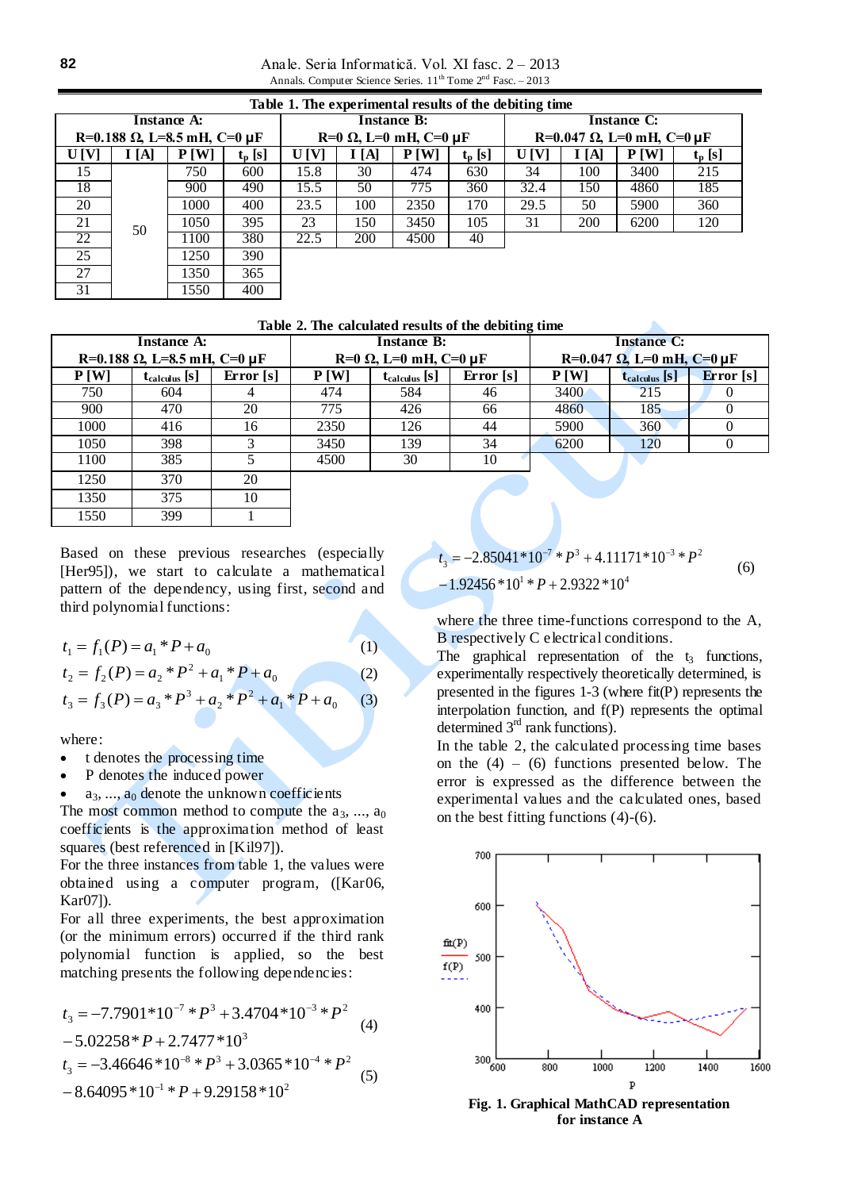**Table 1. The experimental results of the debiting time**

| Instance A: R=0.188 Ω, L=8.5 mH, C=0 μF | | | | Instance B: R=0 Ω, L=0 mH, C=0 μF | | | | Instance C: R=0.047 Ω, L=0 mH, C=0 μF | | | |
|---|---|---|---|---|---|---|---|---|---|---|---|
| U [V] | I [A] | P [W] | $t_p$ [s] | U [V] | I [A] | P [W] | $t_p$ [s] | U [V] | I [A] | P [W] | $t_p$ [s] |
| 15 | 50 | 750 | 600 | 15.8 | 30 | 474 | 630 | 34 | 100 | 3400 | 215 |
| 18 | | 900 | 490 | 15.5 | 50 | 775 | 360 | 32.4 | 150 | 4860 | 185 |
| 20 | | 1000 | 400 | 23.5 | 100 | 2350 | 170 | 29.5 | 50 | 5900 | 360 |
| 21 | | 1050 | 395 | 23 | 150 | 3450 | 105 | 31 | 200 | 6200 | 120 |
| 22 | | 1100 | 380 | 22.5 | 200 | 4500 | 40 | | | | |
| 25 | | 1250 | 390 | | | | | | | | |
| 27 | | 1350 | 365 | | | | | | | | |
| 31 | | 1550 | 400 | | | | | | | | |

**Table 2. The calculated results of the debiting time**

| Instance A: R=0.188 Ω, L=8.5 mH, C=0 μF | | | Instance B: R=0 Ω, L=0 mH, C=0 μF | | | Instance C: R=0.047 Ω, L=0 mH, C=0 μF | | |
|---|---|---|---|---|---|---|---|---|
| P [W] | $t_{calculus}$ [s] | Error [s] | P [W] | $t_{calculus}$ [s] | Error [s] | P [W] | $t_{calculus}$ [s] | Error [s] |
| 750 | 604 | 4 | 474 | 584 | 46 | 3400 | 215 | 0 |
| 900 | 470 | 20 | 775 | 426 | 66 | 4860 | 185 | 0 |
| 1000 | 416 | 16 | 2350 | 126 | 44 | 5900 | 360 | 0 |
| 1050 | 398 | 3 | 3450 | 139 | 34 | 6200 | 120 | 0 |
| 1100 | 385 | 5 | 4500 | 30 | 10 | | | |
| 1250 | 370 | 20 | | | | | | |
| 1350 | 375 | 10 | | | | | | |
| 1550 | 399 | 1 | | | | | | |

Based on these previous researches (especially [Her95]), we start to calculate a mathematical pattern of the dependency, using first, second and third polynomial functions:

$$t_1 = f_1(P) = a_1 * P + a_0 \quad (1)$$

$$t_2 = f_2(P) = a_2 * P^2 + a_1 * P + a_0 \quad (2)$$

$$t_3 = f_3(P) = a_3 * P^3 + a_2 * P^2 + a_1 * P + a_0 \quad (3)$$

where:

- t denotes the processing time
- P denotes the induced power
- $a_3, ..., a_0$ denote the unknown coefficients

The most common method to compute the $a_3, ..., a_0$ coefficients is the approximation method of least squares (best referenced in [Kil97]).

For the three instances from table 1, the values were obtained using a computer program, ([Kar06, Kar07]).

For all three experiments, the best approximation (or the minimum errors) occurred if the third rank polynomial function is applied, so the best matching presents the following dependencies:

$$t_3 = -7.7901*10^{-7} * P^3 + 3.4704*10^{-3} * P^2 - 5.02258 * P + 2.7477*10^3 \quad (4)$$

$$t_3 = -3.46646*10^{-8} * P^3 + 3.0365*10^{-4} * P^2 - 8.64095*10^{-1} * P + 9.29158*10^2 \quad (5)$$

$$t_3 = -2.85041*10^{-7} * P^3 + 4.11171*10^{-3} * P^2 - 1.92456*10^1 * P + 2.9322*10^4 \quad (6)$$

where the three time-functions correspond to the A, B respectively C electrical conditions.

The graphical representation of the $t_3$ functions, experimentally respectively theoretically determined, is presented in the figures 1-3 (where fit(P) represents the interpolation function, and f(P) represents the optimal determined 3[rd] rank functions).

In the table 2, the calculated processing time bases on the (4) – (6) functions presented below. The error is expressed as the difference between the experimental values and the calculated ones, based on the best fitting functions (4)-(6).

**Fig. 1. Graphical MathCAD representation for instance A**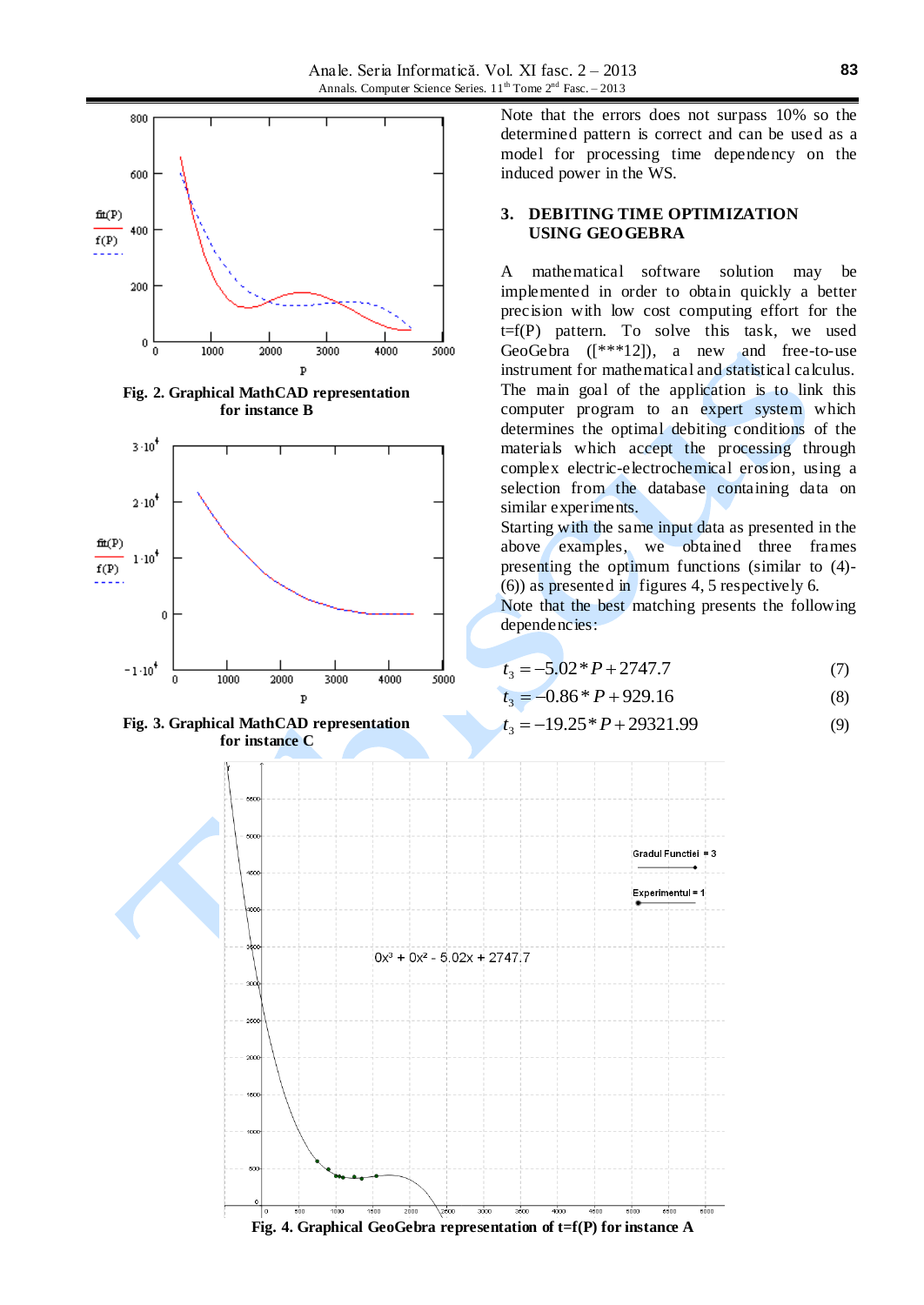Fig. 2. Graphical MathCAD representation for instance B

Fig. 3. Graphical MathCAD representation for instance C

Note that the errors does not surpass 10% so the determined pattern is correct and can be used as a model for processing time dependency on the induced power in the WS.

## 3. DEBITING TIME OPTIMIZATION USING GEOGEBRA

A mathematical software solution may be implemented in order to obtain quickly a better precision with low cost computing effort for the t=f(P) pattern. To solve this task, we used GeoGebra ([***12]), a new and free-to-use instrument for mathematical and statistical calculus. The main goal of the application is to link this computer program to an expert system which determines the optimal debiting conditions of the materials which accept the processing through complex electric-electrochemical erosion, using a selection from the database containing data on similar experiments.

Starting with the same input data as presented in the above examples, we obtained three frames presenting the optimum functions (similar to (4)-(6)) as presented in figures 4, 5 respectively 6.

Note that the best matching presents the following dependencies:

$$t_3 = -5.02 * P + 2747.7 \tag{7}$$

$$t_3 = -0.86 * P + 929.16 \tag{8}$$

$$t_3 = -19.25 * P + 29321.99 \tag{9}$$

Fig. 4. Graphical GeoGebra representation of t=f(P) for instance A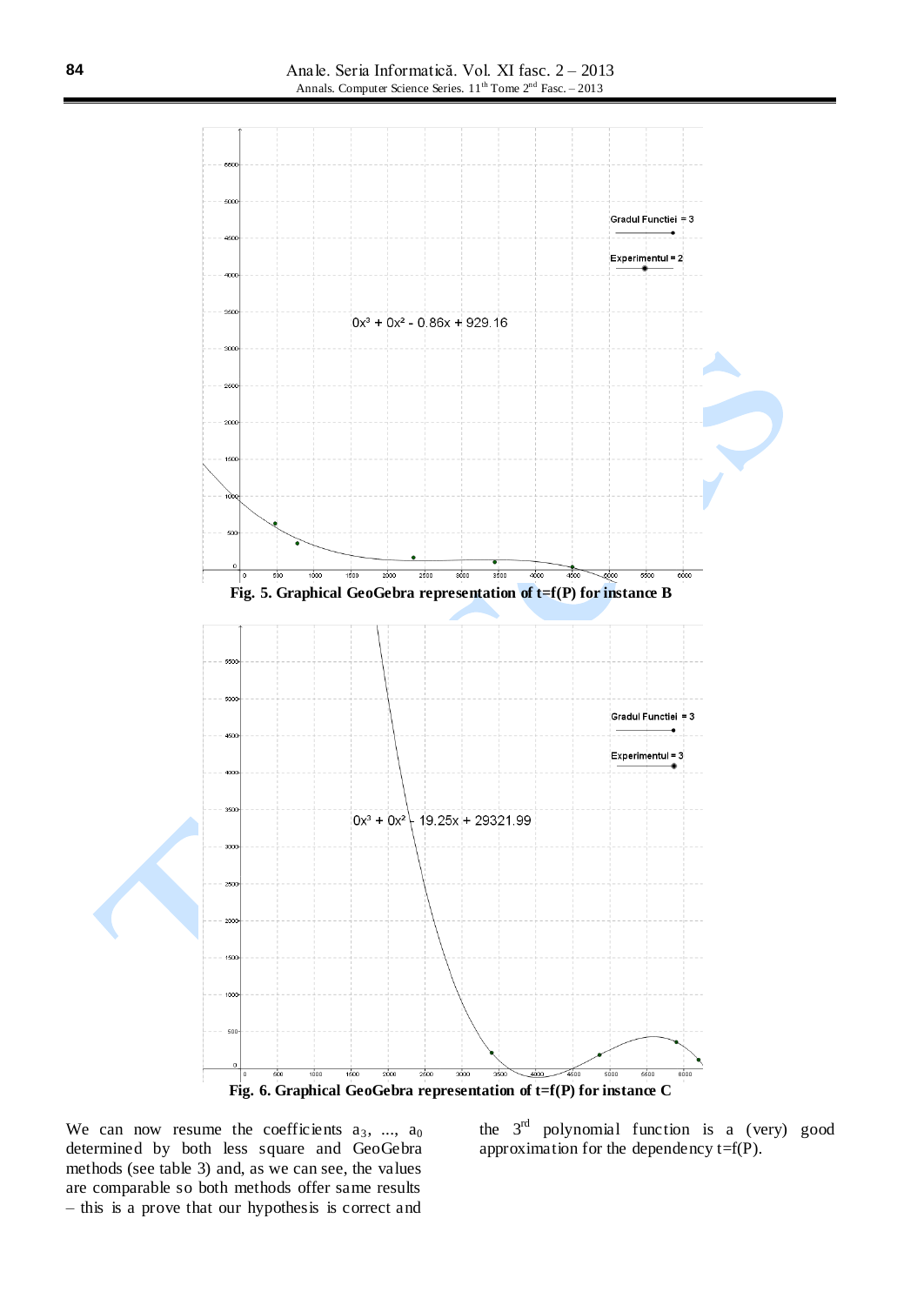Fig. 5. Graphical GeoGebra representation of t=f(P) for instance B

Fig. 6. Graphical GeoGebra representation of t=f(P) for instance C

We can now resume the coefficients $a_3$, ..., $a_0$ determined by both less square and GeoGebra methods (see table 3) and, as we can see, the values are comparable so both methods offer same results – this is a prove that our hypothesis is correct and the 3[rd] polynomial function is a (very) good approximation for the dependency t=f(P).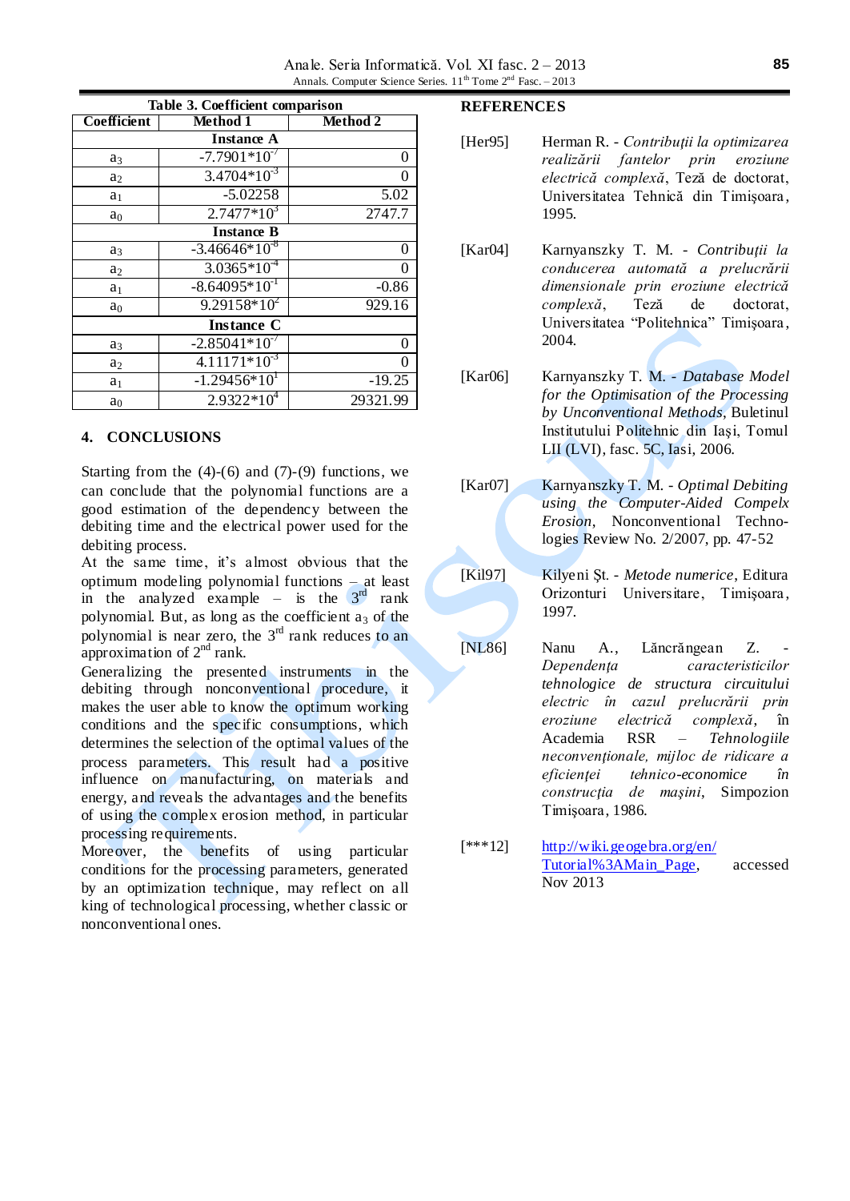**Table 3. Coefficient comparison**

| Coefficient | Method 1 | Method 2 |
|---|---|---|
| **Instance A** | | |
| $a_3$ | $-7.7901*10^{-7}$ | 0 |
| $a_2$ | $3.4704*10^{-3}$ | 0 |
| $a_1$ | -5.02258 | 5.02 |
| $a_0$ | $2.7477*10^{3}$ | 2747.7 |
| **Instance B** | | |
| $a_3$ | $-3.46646*10^{-8}$ | 0 |
| $a_2$ | $3.0365*10^{-4}$ | 0 |
| $a_1$ | $-8.64095*10^{-1}$ | -0.86 |
| $a_0$ | $9.29158*10^{2}$ | 929.16 |
| **Instance C** | | |
| $a_3$ | $-2.85041*10^{-7}$ | 0 |
| $a_2$ | $4.11171*10^{-3}$ | 0 |
| $a_1$ | $-1.29456*10^{1}$ | -19.25 |
| $a_0$ | $2.9322*10^{4}$ | 29321.99 |

## 4. CONCLUSIONS

Starting from the (4)-(6) and (7)-(9) functions, we can conclude that the polynomial functions are a good estimation of the dependency between the debiting time and the electrical power used for the debiting process.

At the same time, it's almost obvious that the optimum modeling polynomial functions – at least in the analyzed example – is the 3rd rank polynomial. But, as long as the coefficient $a_3$ of the polynomial is near zero, the 3rd rank reduces to an approximation of 2nd rank.

Generalizing the presented instruments in the debiting through nonconventional procedure, it makes the user able to know the optimum working conditions and the specific consumptions, which determines the selection of the optimal values of the process parameters. This result had a positive influence on manufacturing, on materials and energy, and reveals the advantages and the benefits of using the complex erosion method, in particular processing requirements.

Moreover, the benefits of using particular conditions for the processing parameters, generated by an optimization technique, may reflect on all king of technological processing, whether classic or nonconventional ones.

## REFERENCES

[Her95] Herman R. - *Contribuţii la optimizarea realizării fantelor prin eroziune electrică complexă*, Teză de doctorat, Universitatea Tehnică din Timişoara, 1995.

[Kar04] Karnyanszky T. M. - *Contribuţii la conducerea automată a prelucrării dimensionale prin eroziune electrică complexă*, Teză de doctorat, Universitatea "Politehnica" Timişoara, 2004.

[Kar06] Karnyanszky T. M. - *Database Model for the Optimisation of the Processing by Unconventional Methods*, Buletinul Institutului Politehnic din Iaşi, Tomul LII (LVI), fasc. 5C, Iasi, 2006.

[Kar07] Karnyanszky T. M. - *Optimal Debiting using the Computer-Aided Complex Erosion*, Nonconventional Technologies Review No. 2/2007, pp. 47-52

[Kil97] Kilyeni Şt. - *Metode numerice*, Editura Orizonturi Universitare, Timişoara, 1997.

[NL86] Nanu A., Lăncrăngean Z. - *Dependenţa caracteristicilor tehnologice de structura circuitului electric în cazul prelucrării prin eroziune electrică complexă*, în Academia RSR – *Tehnologiile neconvenţionale, mijloc de ridicare a eficienţei tehnico-economice în construcţia de maşini*, Simpozion Timişoara, 1986.

[***12] http://wiki.geogebra.org/en/Tutorial%3AMain_Page, accessed Nov 2013